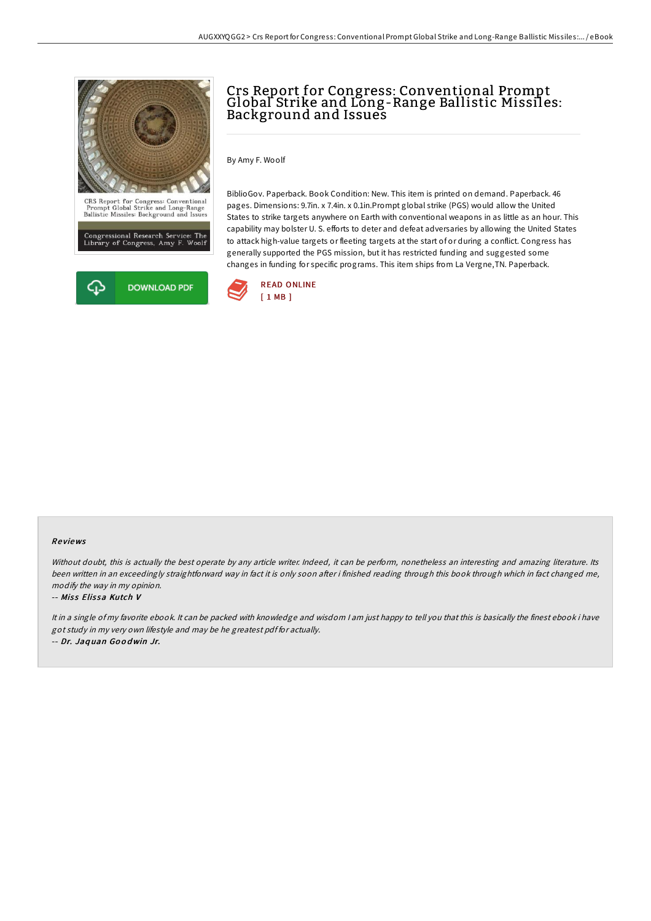# Crs Report for Congress: Conventional Prompt Global Strike and Long-Range Ballistic Missiles: Background and Issues

By Amy F. Woolf

BiblioGov. Paperback. Book Condition: New. This item is printed on demand. Paperback. 46 pages. Dimensions: 9.7in. x 7.4in. x 0.1in.Prompt global strike (PGS) would allow the United States to strike targets anywhere on Earth with conventional weapons in as little as an hour. This capability may bolster U. S. efforts to deter and defeat adversaries by allowing the United States to attack high-value targets or fleeting targets at the start of or during a conflict. Congress has generally supported the PGS mission, but it has restricted funding and suggested some changes in funding for specific programs. This item ships from La Vergne,TN. Paperback.

READ ONLINE
[ 1 MB ]

## Reviews

*Without doubt, this is actually the best operate by any article writer. Indeed, it can be perform, nonetheless an interesting and amazing literature. Its been written in an exceedingly straightforward way in fact it is only soon after i finished reading through this book through which in fact changed me, modify the way in my opinion.*

-- *Miss Elissa Kutch V*

*It in a single of my favorite ebook. It can be packed with knowledge and wisdom I am just happy to tell you that this is basically the finest ebook i have got study in my very own lifestyle and may be he greatest pdf for actually.*

-- *Dr. Jaquan Goodwin Jr.*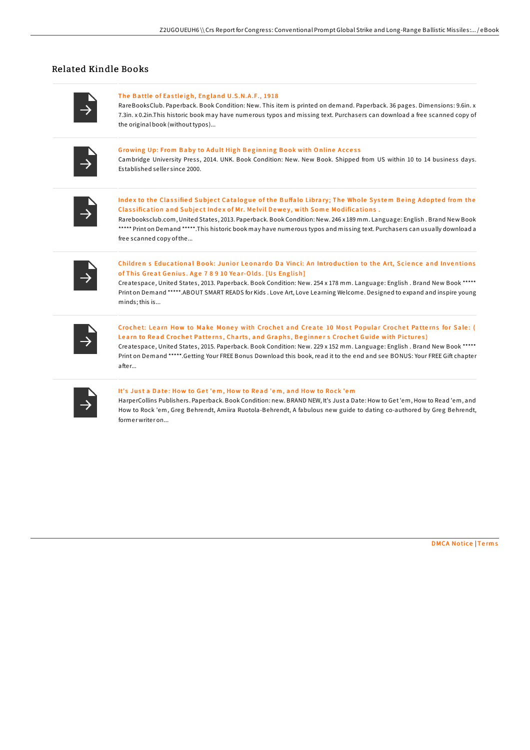## Related Kindle Books

### The Battle of Eastleigh, England U.S.N.A.F., 1918

RareBooksClub. Paperback. Book Condition: New. This item is printed on demand. Paperback. 36 pages. Dimensions: 9.6in. x 7.3in. x 0.2in.This historic book may have numerous typos and missing text. Purchasers can download a free scanned copy of the original book (without typos)...

### Growing Up: From Baby to Adult High Beginning Book with Online Access

Cambridge University Press, 2014. UNK. Book Condition: New. New Book. Shipped from US within 10 to 14 business days. Established seller since 2000.

### Index to the Classified Subject Catalogue of the Buffalo Library; The Whole System Being Adopted from the Classification and Subject Index of Mr. Melvil Dewey, with Some Modifications .

Rarebooksclub.com, United States, 2013. Paperback. Book Condition: New. 246 x 189 mm. Language: English . Brand New Book ***** Print on Demand *****.This historic book may have numerous typos and missing text. Purchasers can usually download a free scanned copy of the...

### Children s Educational Book: Junior Leonardo Da Vinci: An Introduction to the Art, Science and Inventions of This Great Genius. Age 7 8 9 10 Year-Olds. [Us English]

Createspace, United States, 2013. Paperback. Book Condition: New. 254 x 178 mm. Language: English . Brand New Book ***** Print on Demand *****.ABOUT SMART READS for Kids . Love Art, Love Learning Welcome. Designed to expand and inspire young minds; this is...

### Crochet: Learn How to Make Money with Crochet and Create 10 Most Popular Crochet Patterns for Sale: ( Learn to Read Crochet Patterns, Charts, and Graphs, Beginner s Crochet Guide with Pictures)

Createspace, United States, 2015. Paperback. Book Condition: New. 229 x 152 mm. Language: English . Brand New Book ***** Print on Demand *****.Getting Your FREE Bonus Download this book, read it to the end and see BONUS: Your FREE Gift chapter after...

### It's Just a Date: How to Get 'em, How to Read 'em, and How to Rock 'em

HarperCollins Publishers. Paperback. Book Condition: new. BRAND NEW, It's Just a Date: How to Get 'em, How to Read 'em, and How to Rock 'em, Greg Behrendt, Amiira Ruotola-Behrendt, A fabulous new guide to dating co-authored by Greg Behrendt, former writer on...